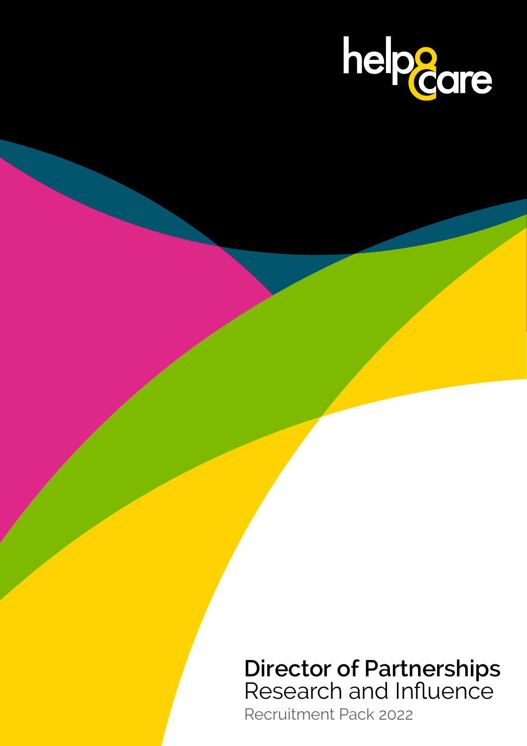help&care

# Director of Partnerships
## Research and Influence

Recruitment Pack 2022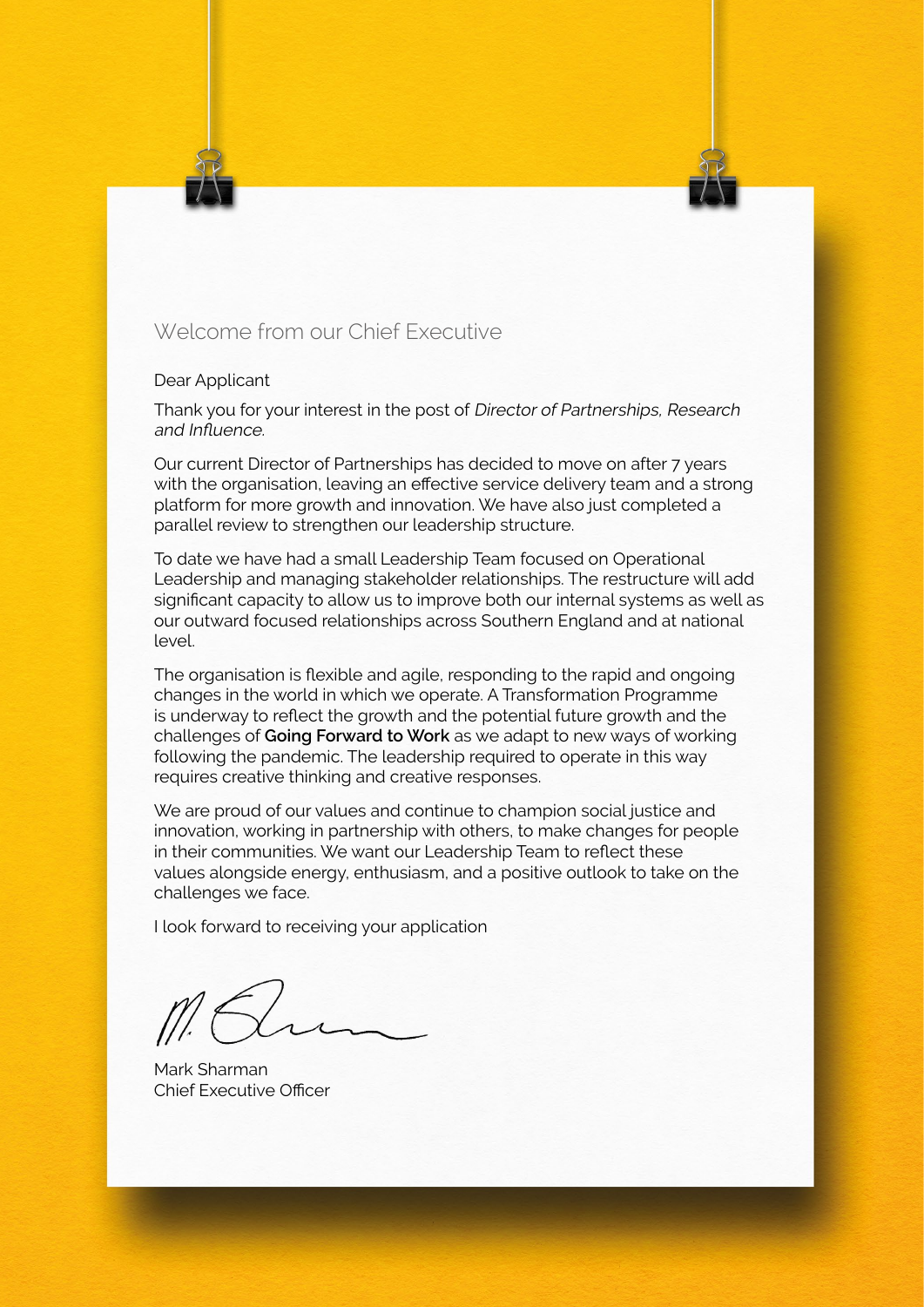## Welcome from our Chief Executive

Dear Applicant

Thank you for your interest in the post of *Director of Partnerships, Research and Influence.*

Our current Director of Partnerships has decided to move on after 7 years with the organisation, leaving an effective service delivery team and a strong platform for more growth and innovation. We have also just completed a parallel review to strengthen our leadership structure.

To date we have had a small Leadership Team focused on Operational Leadership and managing stakeholder relationships. The restructure will add significant capacity to allow us to improve both our internal systems as well as our outward focused relationships across Southern England and at national level.

The organisation is flexible and agile, responding to the rapid and ongoing changes in the world in which we operate. A Transformation Programme is underway to reflect the growth and the potential future growth and the challenges of **Going Forward to Work** as we adapt to new ways of working following the pandemic. The leadership required to operate in this way requires creative thinking and creative responses.

We are proud of our values and continue to champion social justice and innovation, working in partnership with others, to make changes for people in their communities. We want our Leadership Team to reflect these values alongside energy, enthusiasm, and a positive outlook to take on the challenges we face.

I look forward to receiving your application

Mark Sharman
Chief Executive Officer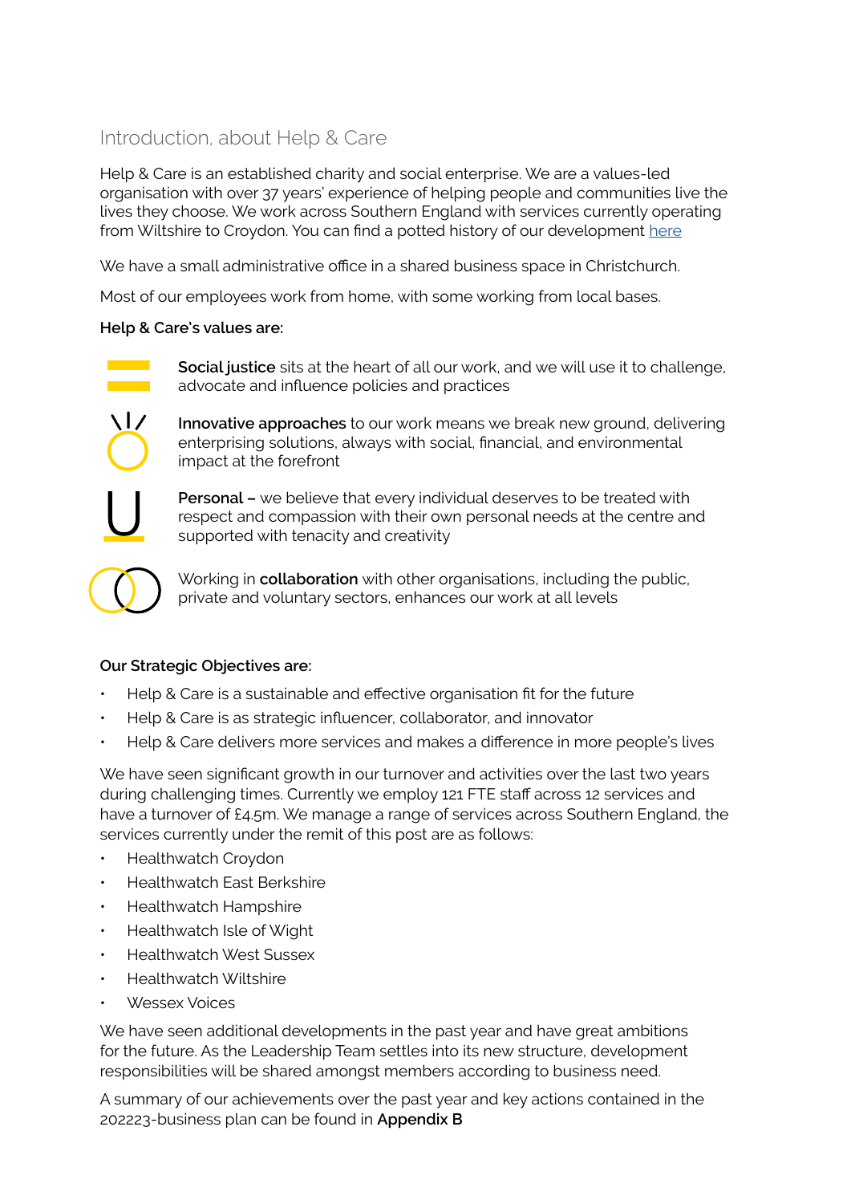## Introduction, about Help & Care

Help & Care is an established charity and social enterprise. We are a values-led organisation with over 37 years' experience of helping people and communities live the lives they choose. We work across Southern England with services currently operating from Wiltshire to Croydon. You can find a potted history of our development [here]

We have a small administrative office in a shared business space in Christchurch.

Most of our employees work from home, with some working from local bases.

**Help & Care's values are:**

**Social justice** sits at the heart of all our work, and we will use it to challenge, advocate and influence policies and practices

**Innovative approaches** to our work means we break new ground, delivering enterprising solutions, always with social, financial, and environmental impact at the forefront

**Personal –** we believe that every individual deserves to be treated with respect and compassion with their own personal needs at the centre and supported with tenacity and creativity

Working in **collaboration** with other organisations, including the public, private and voluntary sectors, enhances our work at all levels

**Our Strategic Objectives are:**

- Help & Care is a sustainable and effective organisation fit for the future
- Help & Care is as strategic influencer, collaborator, and innovator
- Help & Care delivers more services and makes a difference in more people's lives

We have seen significant growth in our turnover and activities over the last two years during challenging times. Currently we employ 121 FTE staff across 12 services and have a turnover of £4.5m. We manage a range of services across Southern England, the services currently under the remit of this post are as follows:

- Healthwatch Croydon
- Healthwatch East Berkshire
- Healthwatch Hampshire
- Healthwatch Isle of Wight
- Healthwatch West Sussex
- Healthwatch Wiltshire
- Wessex Voices

We have seen additional developments in the past year and have great ambitions for the future. As the Leadership Team settles into its new structure, development responsibilities will be shared amongst members according to business need.

A summary of our achievements over the past year and key actions contained in the 202223-business plan can be found in **Appendix B**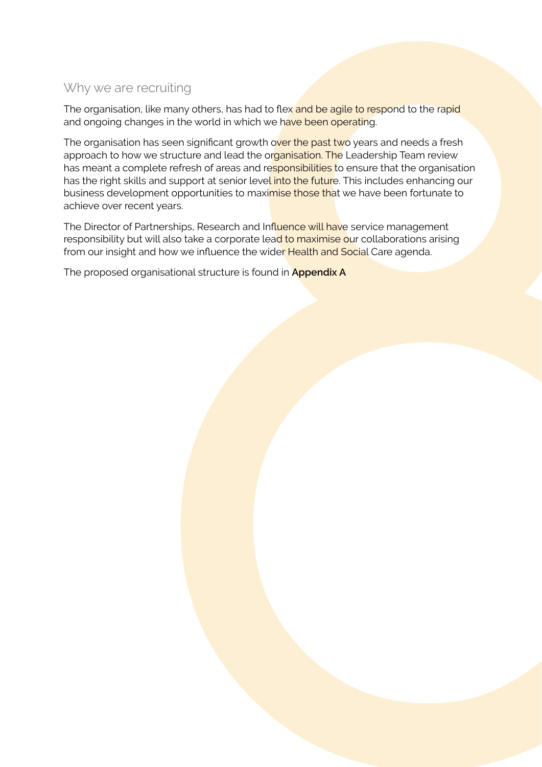## Why we are recruiting

The organisation, like many others, has had to flex and be agile to respond to the rapid and ongoing changes in the world in which we have been operating.

The organisation has seen significant growth over the past two years and needs a fresh approach to how we structure and lead the organisation. The Leadership Team review has meant a complete refresh of areas and responsibilities to ensure that the organisation has the right skills and support at senior level into the future. This includes enhancing our business development opportunities to maximise those that we have been fortunate to achieve over recent years.

The Director of Partnerships, Research and Influence will have service management responsibility but will also take a corporate lead to maximise our collaborations arising from our insight and how we influence the wider Health and Social Care agenda.

The proposed organisational structure is found in **Appendix A**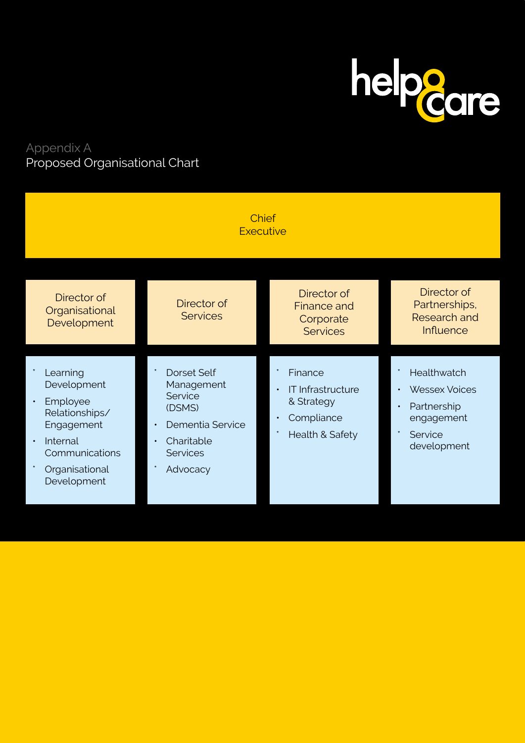## Appendix A

# Proposed Organisational Chart

**Chief Executive**

### Director of Organisational Development

- Learning Development
- Employee Relationships/ Engagement
- Internal Communications
- Organisational Development

### Director of Services

- Dorset Self Management Service (DSMS)
- Dementia Service
- Charitable Services
- Advocacy

### Director of Finance and Corporate Services

- Finance
- IT Infrastructure & Strategy
- Compliance
- Health & Safety

### Director of Partnerships, Research and Influence

- Healthwatch
- Wessex Voices
- Partnership engagement
- Service development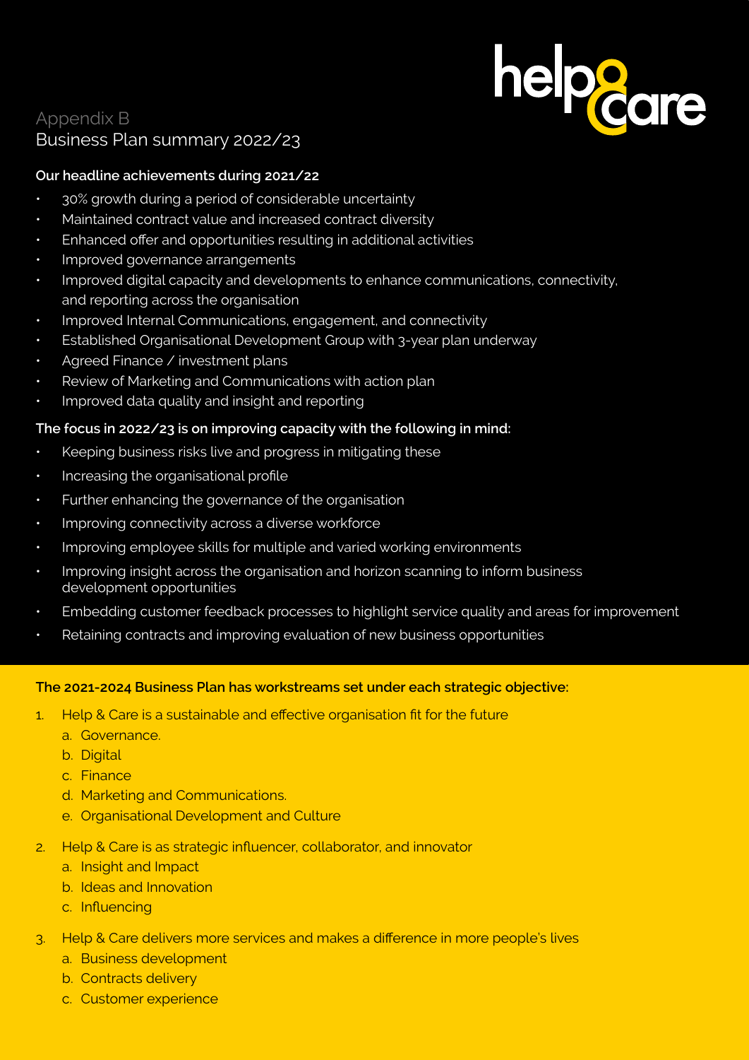# Appendix B
## Business Plan summary 2022/23

**Our headline achievements during 2021/22**

- 30% growth during a period of considerable uncertainty
- Maintained contract value and increased contract diversity
- Enhanced offer and opportunities resulting in additional activities
- Improved governance arrangements
- Improved digital capacity and developments to enhance communications, connectivity, and reporting across the organisation
- Improved Internal Communications, engagement, and connectivity
- Established Organisational Development Group with 3-year plan underway
- Agreed Finance / investment plans
- Review of Marketing and Communications with action plan
- Improved data quality and insight and reporting

**The focus in 2022/23 is on improving capacity with the following in mind:**

- Keeping business risks live and progress in mitigating these
- Increasing the organisational profile
- Further enhancing the governance of the organisation
- Improving connectivity across a diverse workforce
- Improving employee skills for multiple and varied working environments
- Improving insight across the organisation and horizon scanning to inform business development opportunities
- Embedding customer feedback processes to highlight service quality and areas for improvement
- Retaining contracts and improving evaluation of new business opportunities

**The 2021-2024 Business Plan has workstreams set under each strategic objective:**

1. Help & Care is a sustainable and effective organisation fit for the future
   a. Governance.
   b. Digital
   c. Finance
   d. Marketing and Communications.
   e. Organisational Development and Culture
2. Help & Care is as strategic influencer, collaborator, and innovator
   a. Insight and Impact
   b. Ideas and Innovation
   c. Influencing
3. Help & Care delivers more services and makes a difference in more people's lives
   a. Business development
   b. Contracts delivery
   c. Customer experience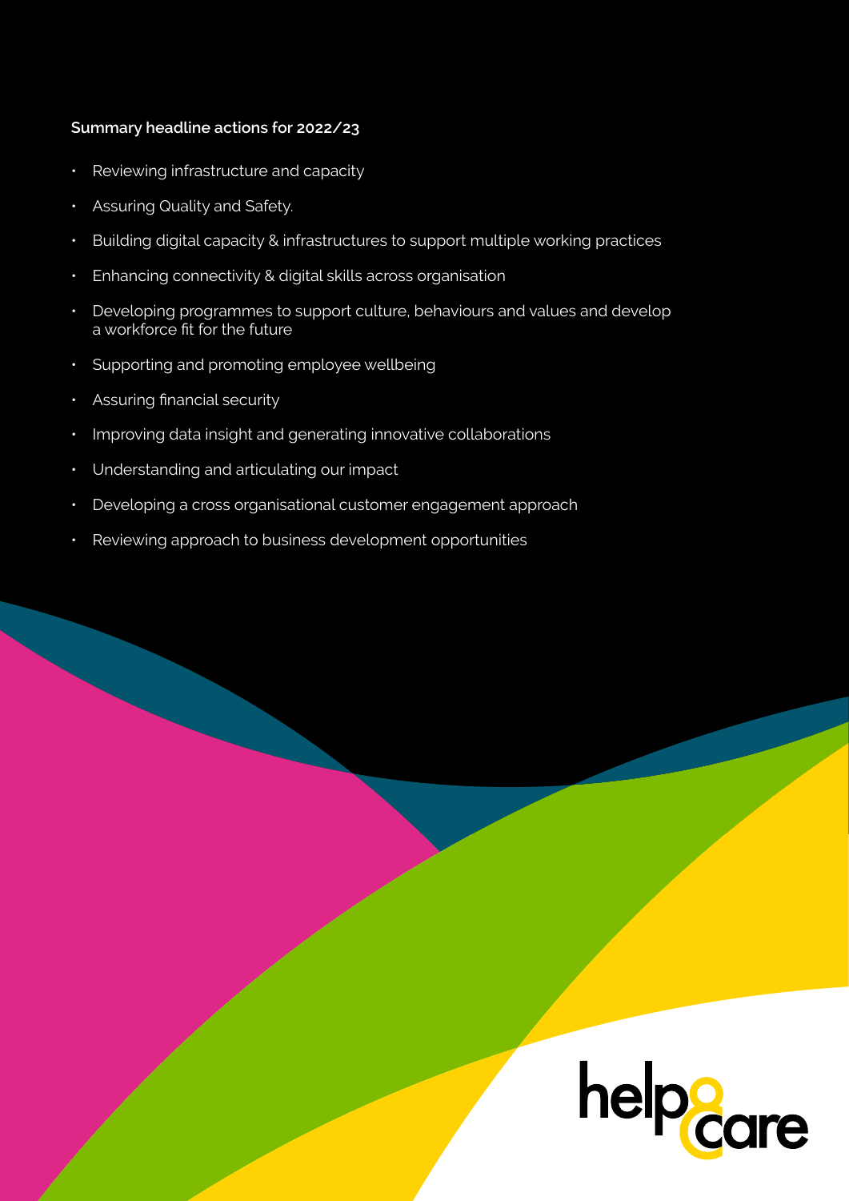**Summary headline actions for 2022/23**

- Reviewing infrastructure and capacity
- Assuring Quality and Safety.
- Building digital capacity & infrastructures to support multiple working practices
- Enhancing connectivity & digital skills across organisation
- Developing programmes to support culture, behaviours and values and develop a workforce fit for the future
- Supporting and promoting employee wellbeing
- Assuring financial security
- Improving data insight and generating innovative collaborations
- Understanding and articulating our impact
- Developing a cross organisational customer engagement approach
- Reviewing approach to business development opportunities

help&care